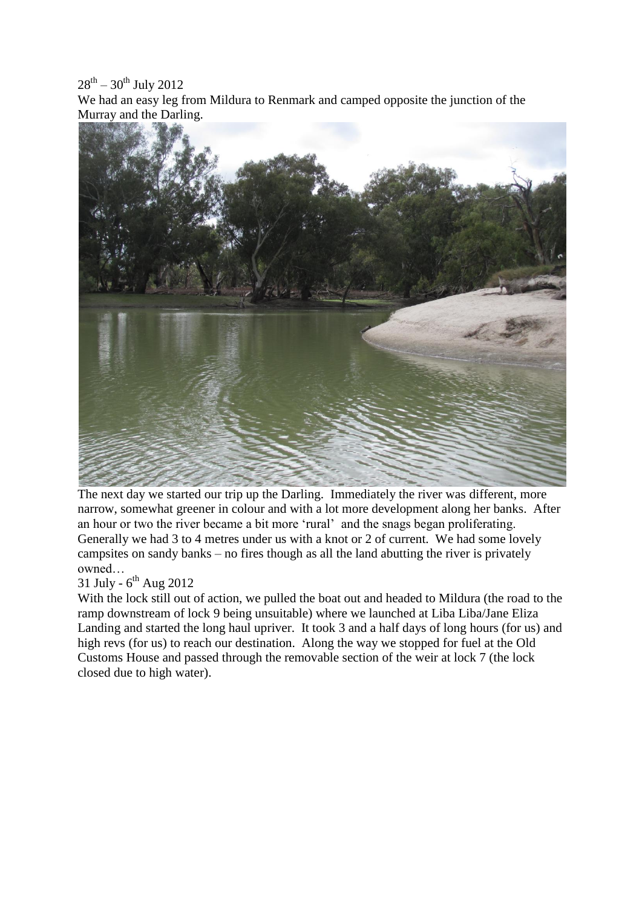28th – 30th July 2012

We had an easy leg from Mildura to Renmark and camped opposite the junction of the Murray and the Darling.

The next day we started our trip up the Darling. Immediately the river was different, more narrow, somewhat greener in colour and with a lot more development along her banks. After an hour or two the river became a bit more 'rural' and the snags began proliferating. Generally we had 3 to 4 metres under us with a knot or 2 of current. We had some lovely campsites on sandy banks – no fires though as all the land abutting the river is privately owned…

31 July - 6th Aug 2012

With the lock still out of action, we pulled the boat out and headed to Mildura (the road to the ramp downstream of lock 9 being unsuitable) where we launched at Liba Liba/Jane Eliza Landing and started the long haul upriver. It took 3 and a half days of long hours (for us) and high revs (for us) to reach our destination. Along the way we stopped for fuel at the Old Customs House and passed through the removable section of the weir at lock 7 (the lock closed due to high water).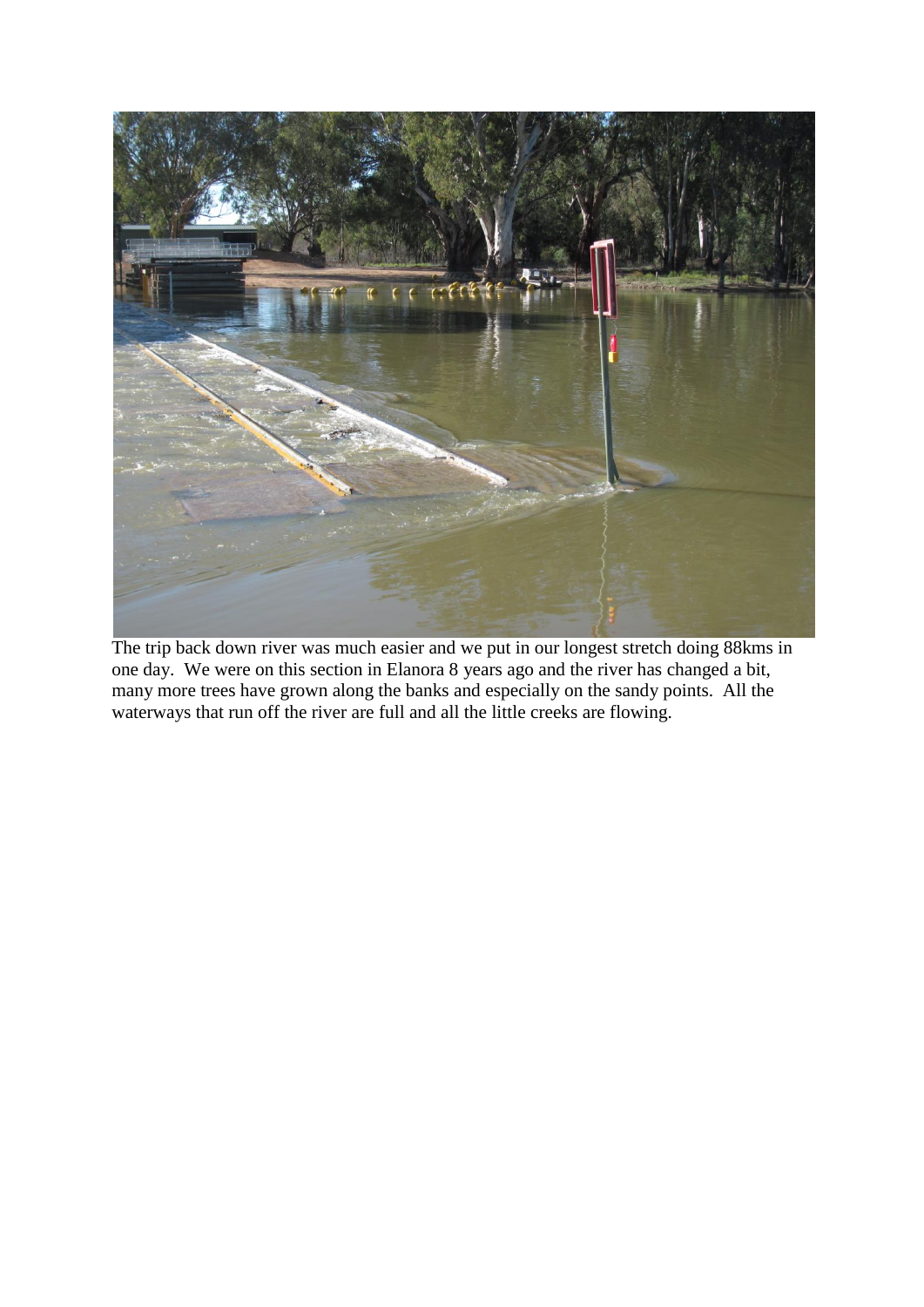The trip back down river was much easier and we put in our longest stretch doing 88kms in one day. We were on this section in Elanora 8 years ago and the river has changed a bit, many more trees have grown along the banks and especially on the sandy points. All the waterways that run off the river are full and all the little creeks are flowing.